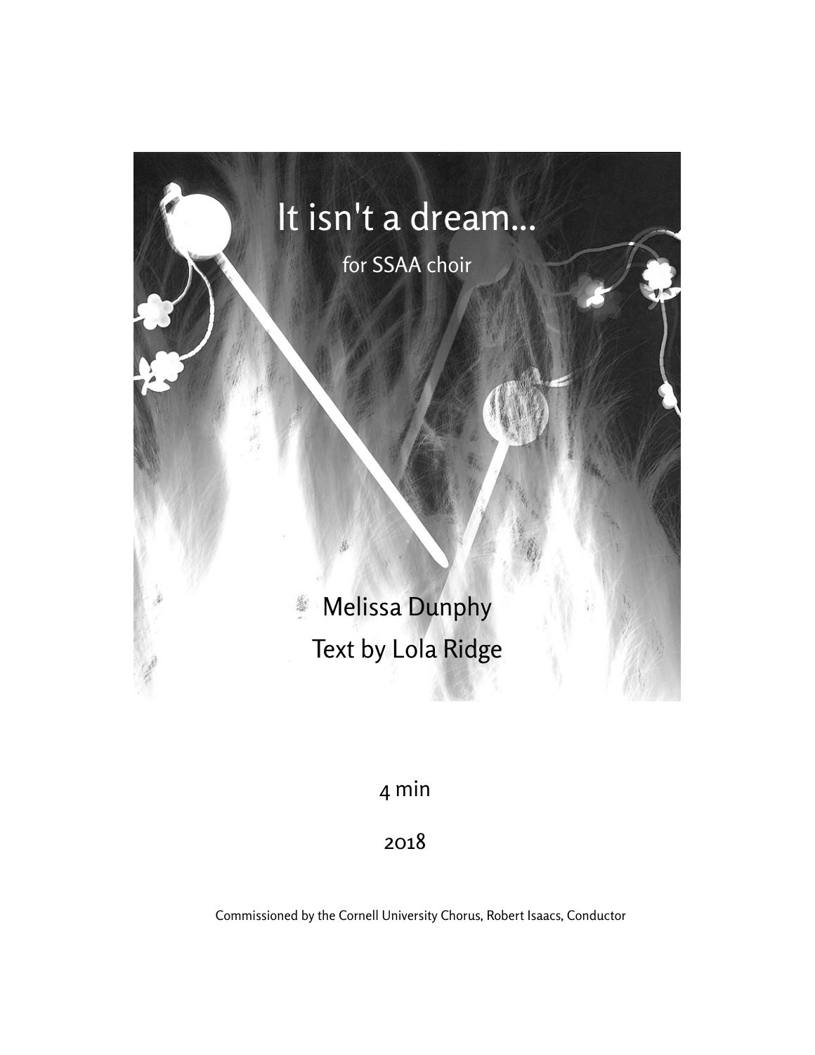# It isn't a dream...

for SSAA choir

Melissa Dunphy

Text by Lola Ridge

4 min

2018

Commissioned by the Cornell University Chorus, Robert Isaacs, Conductor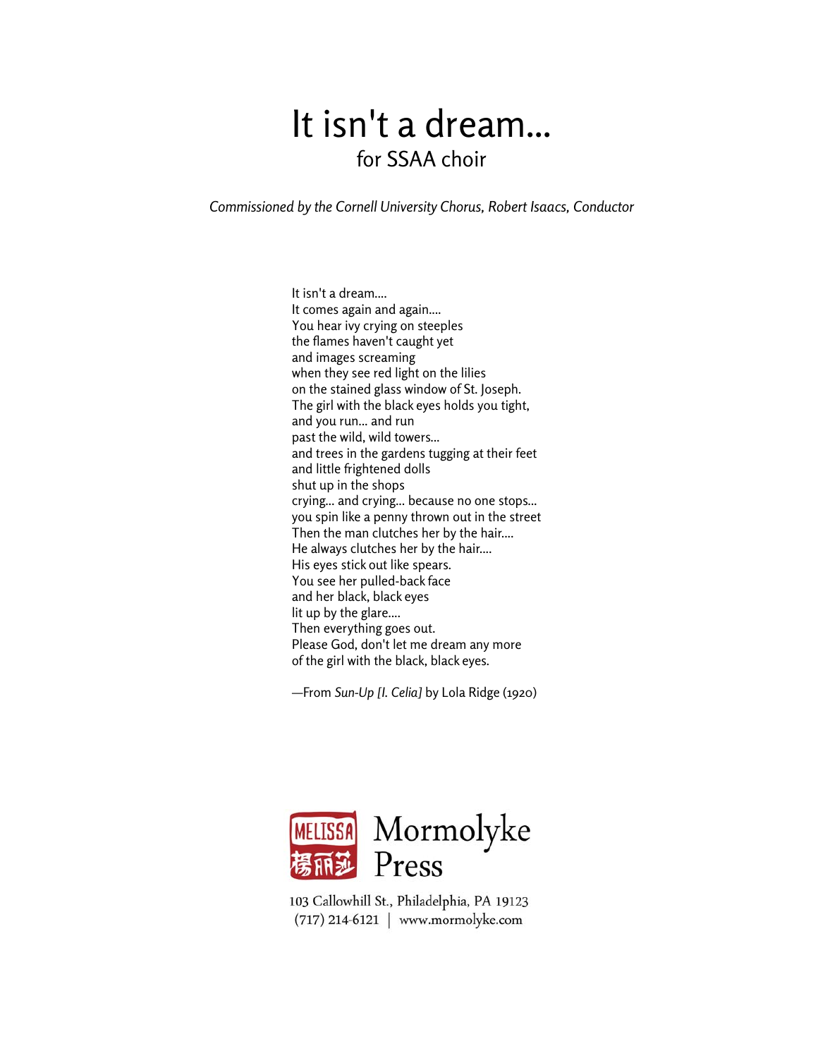# It isn't a dream...

## for SSAA choir

*Commissioned by the Cornell University Chorus, Robert Isaacs, Conductor*

It isn't a dream....  
It comes again and again....  
You hear ivy crying on steeples  
the flames haven't caught yet  
and images screaming  
when they see red light on the lilies  
on the stained glass window of St. Joseph.  
The girl with the black eyes holds you tight,  
and you run... and run  
past the wild, wild towers...  
and trees in the gardens tugging at their feet  
and little frightened dolls  
shut up in the shops  
crying... and crying... because no one stops...  
you spin like a penny thrown out in the street  
Then the man clutches her by the hair....  
He always clutches her by the hair....  
His eyes stick out like spears.  
You see her pulled-back face  
and her black, black eyes  
lit up by the glare....  
Then everything goes out.  
Please God, don't let me dream any more  
of the girl with the black, black eyes.

—From *Sun-Up [I. Celia]* by Lola Ridge (1920)

MELISSA 楊丽莎 Mormolyke Press

103 Callowhill St., Philadelphia, PA 19123  
(717) 214-6121 | www.mormolyke.com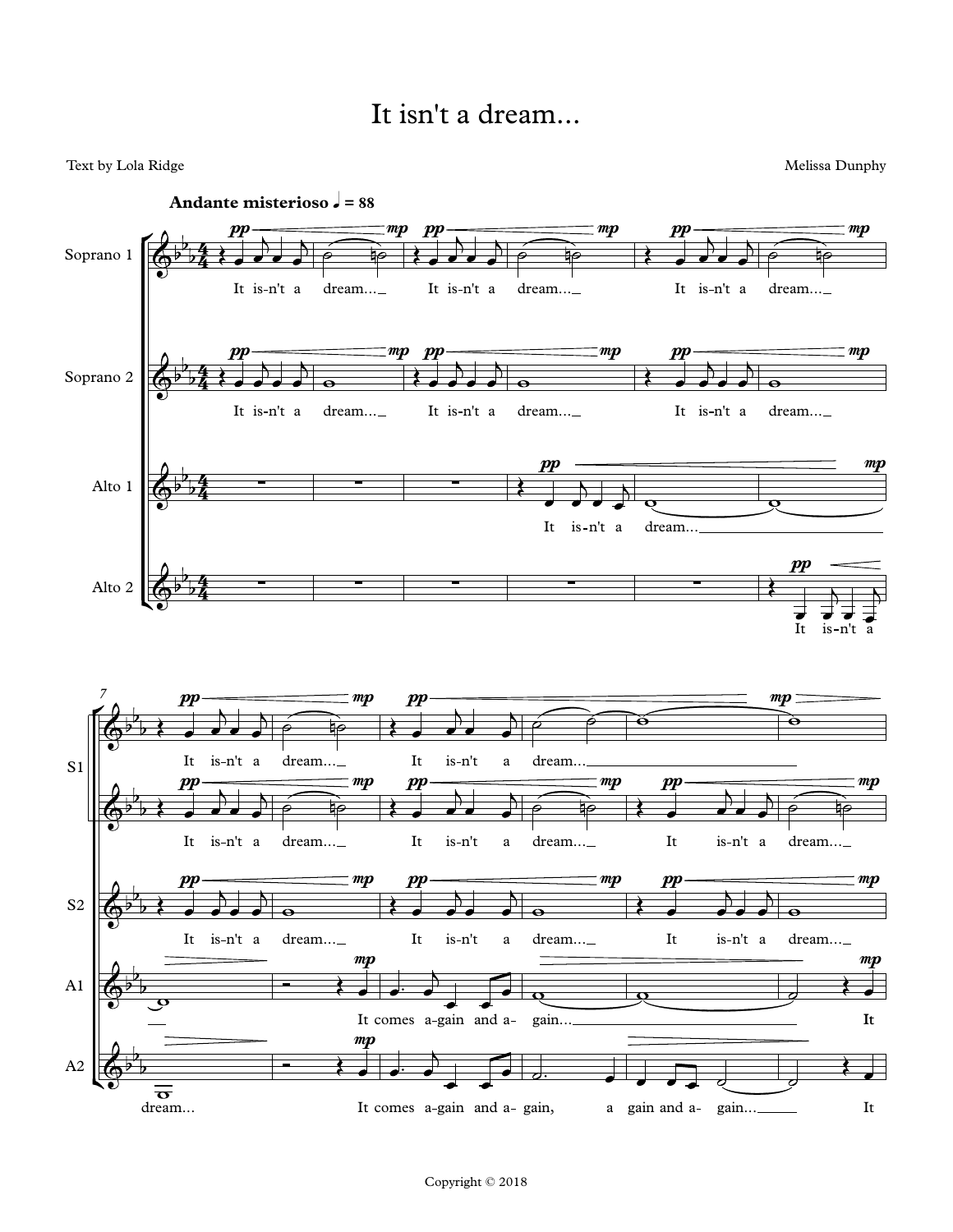# It isn't a dream...

Text by Lola Ridge

Melissa Dunphy

**Andante misterioso** ♩ = 88

Soprano 1: It is-n't a dream... It is-n't a dream... It is-n't a dream...

Soprano 2: It is-n't a dream... It is-n't a dream... It is-n't a dream...

Alto 1: It is-n't a dream...

Alto 2: It is-n't a

S1: It is-n't a dream... It is-n't a dream...

It is-n't a dream... It is-n't a dream... It is-n't a dream...

S2: It is-n't a dream... It is-n't a dream... It is-n't a dream...

A1: It comes a-gain and a-gain... It

A2: dream... It comes a-gain and a-gain, a gain and a-gain... It

Copyright © 2018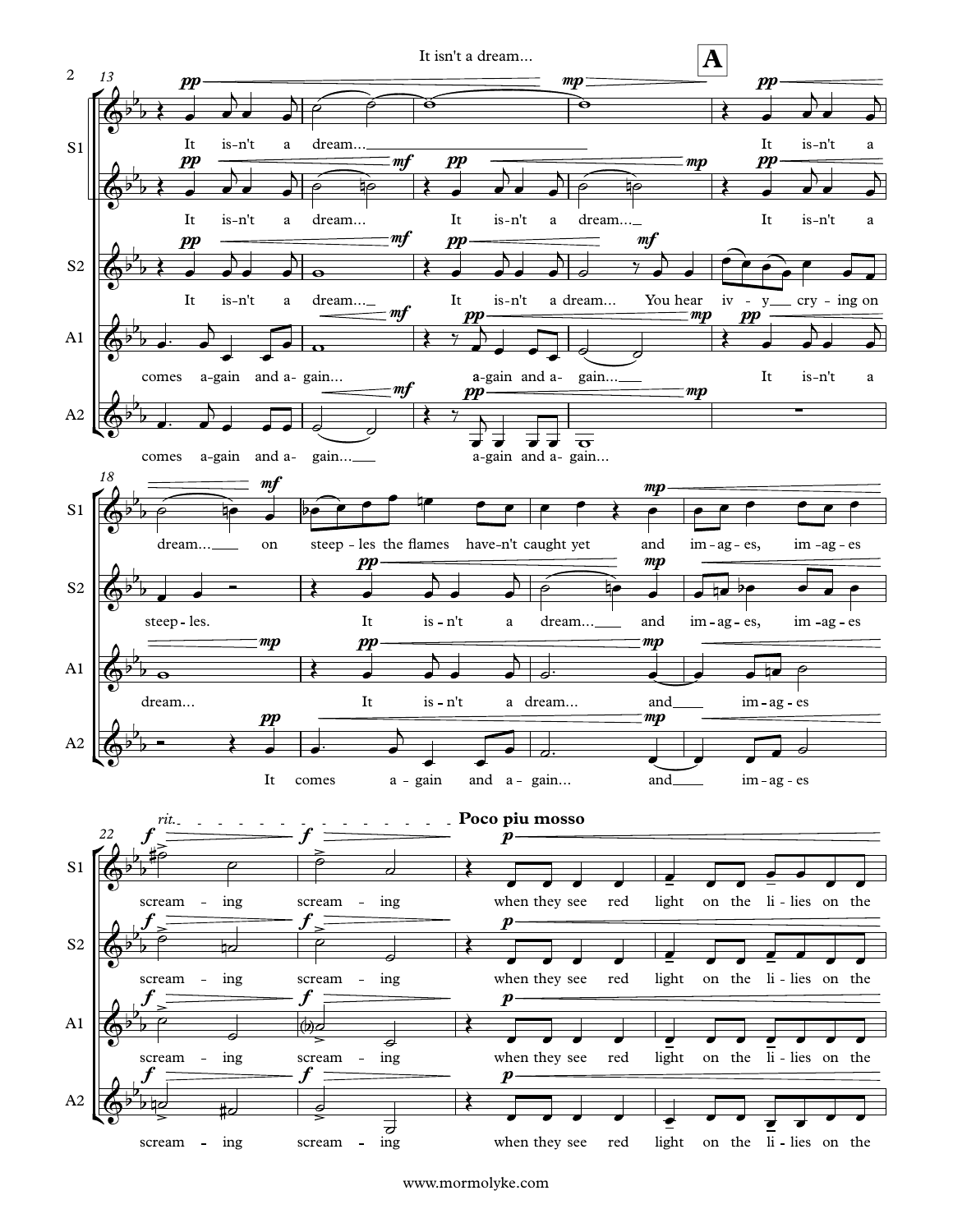It isn't a dream...

**A**

**13**

S1: It is-n't a dream... It is-n't a

S1: It is-n't a dream... It is-n't a dream... It is-n't a

S2: It is-n't a dream... It is-n't a dream... You hear iv-y cry-ing on

A1: comes a-gain and a-gain... a-gain and a-gain... It is-n't a

A2: comes a-gain and a-gain... a-gain and a-gain...

**18**

S1: dream... on steep-les the flames have-n't caught yet and im-ag-es, im-ag-es

S2: steep-les. It is-n't a dream... and im-ag-es, im-ag-es

A1: dream... It is-n't a dream... and im-ag-es

A2: It comes a-gain and a-gain... and im-ag-es

**22** *rit.*

**Poco piu mosso**

S1: scream-ing scream-ing when they see red light on the li-lies on the

S2: scream-ing scream-ing when they see red light on the li-lies on the

A1: scream-ing scream-ing when they see red light on the li-lies on the

A2: scream-ing scream-ing when they see red light on the li-lies on the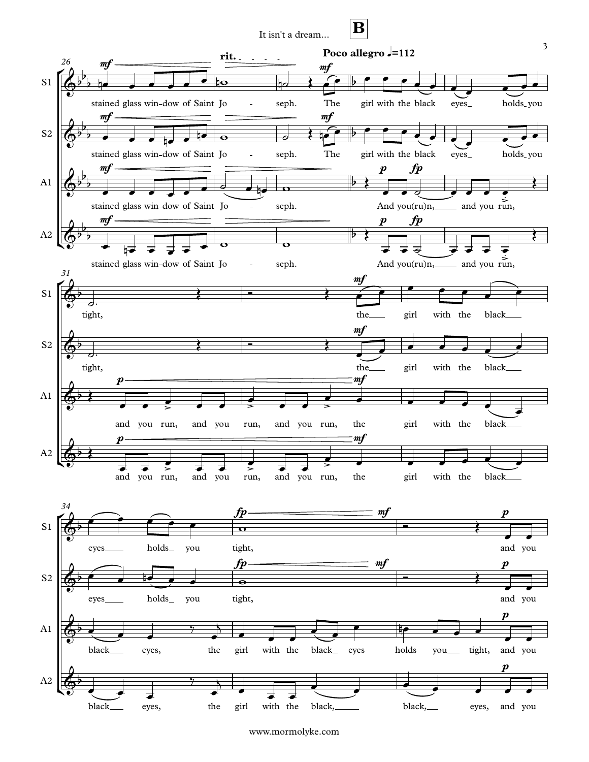**B**

**Poco allegro** ♩=112

S1: stained glass win-dow of Saint Jo - seph. The girl with the black eyes_ holds_you tight, the_ girl with the black_ eyes_ holds_ you tight, and you

S2: stained glass win-dow of Saint Jo - seph. The girl with the black eyes_ holds_you tight, the_ girl with the black_ eyes_ holds_ you tight, and you

A1: stained glass win-dow of Saint Jo - seph. And you(ru)n,_ and you run, and you run, and you run, and you run, the girl with the black_ black_ eyes, the girl with the black_ eyes holds you_ tight, and you

A2: stained glass win-dow of Saint Jo - seph. And you(ru)n,_ and you run, and you run, and you run, and you run, the girl with the black_ black_ eyes, the girl with the black,_ black,_ eyes, and you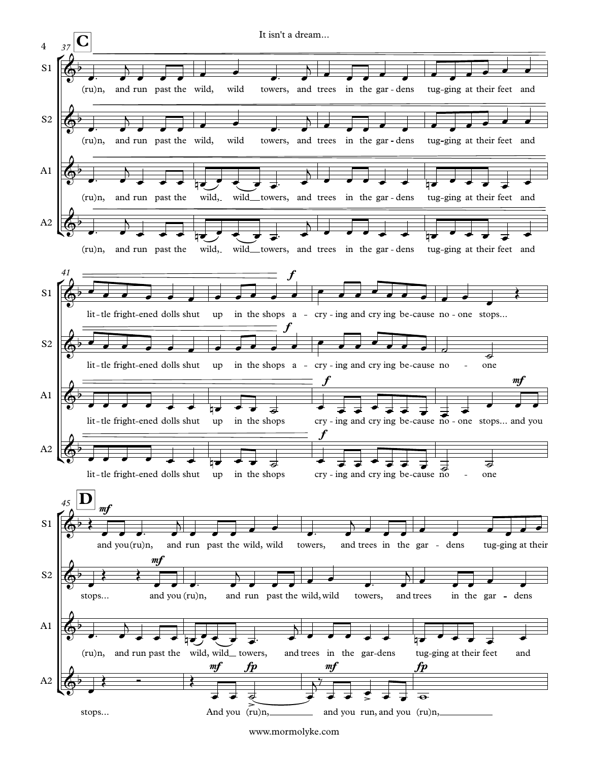**C**

37

S1: (ru)n, and run past the wild, wild towers, and trees in the gar-dens tug-ging at their feet and

S2: (ru)n, and run past the wild, wild towers, and trees in the gar-dens tug-ging at their feet and

A1: (ru)n, and run past the wild, wild towers, and trees in the gar-dens tug-ging at their feet and

A2: (ru)n, and run past the wild, wild towers, and trees in the gar-dens tug-ging at their feet and

41

S1: lit-tle fright-ened dolls shut up in the shops a - *f* cry-ing and cry ing be-cause no-one stops...

S2: lit-tle fright-ened dolls shut up in the shops a - *f* cry-ing and cry ing be-cause no - one

A1: lit-tle fright-ened dolls shut up in the shops *f* cry-ing and cry ing be-cause no-one stops... *mf* and you

A2: lit-tle fright-ened dolls shut up in the shops *f* cry-ing and cry ing be-cause no - one

**D**

45

S1: *mf* and you (ru)n, and run past the wild, wild towers, and trees in the gar-dens tug-ging at their

S2: stops... *mf* and you (ru)n, and run past the wild, wild towers, and trees in the gar - dens

A1: (ru)n, and run past the wild, wild towers, and trees in the gar-dens tug-ging at their feet and

A2: stops... *mf* And you *fp* (ru)n, *mf* and you run, and you *fp* (ru)n,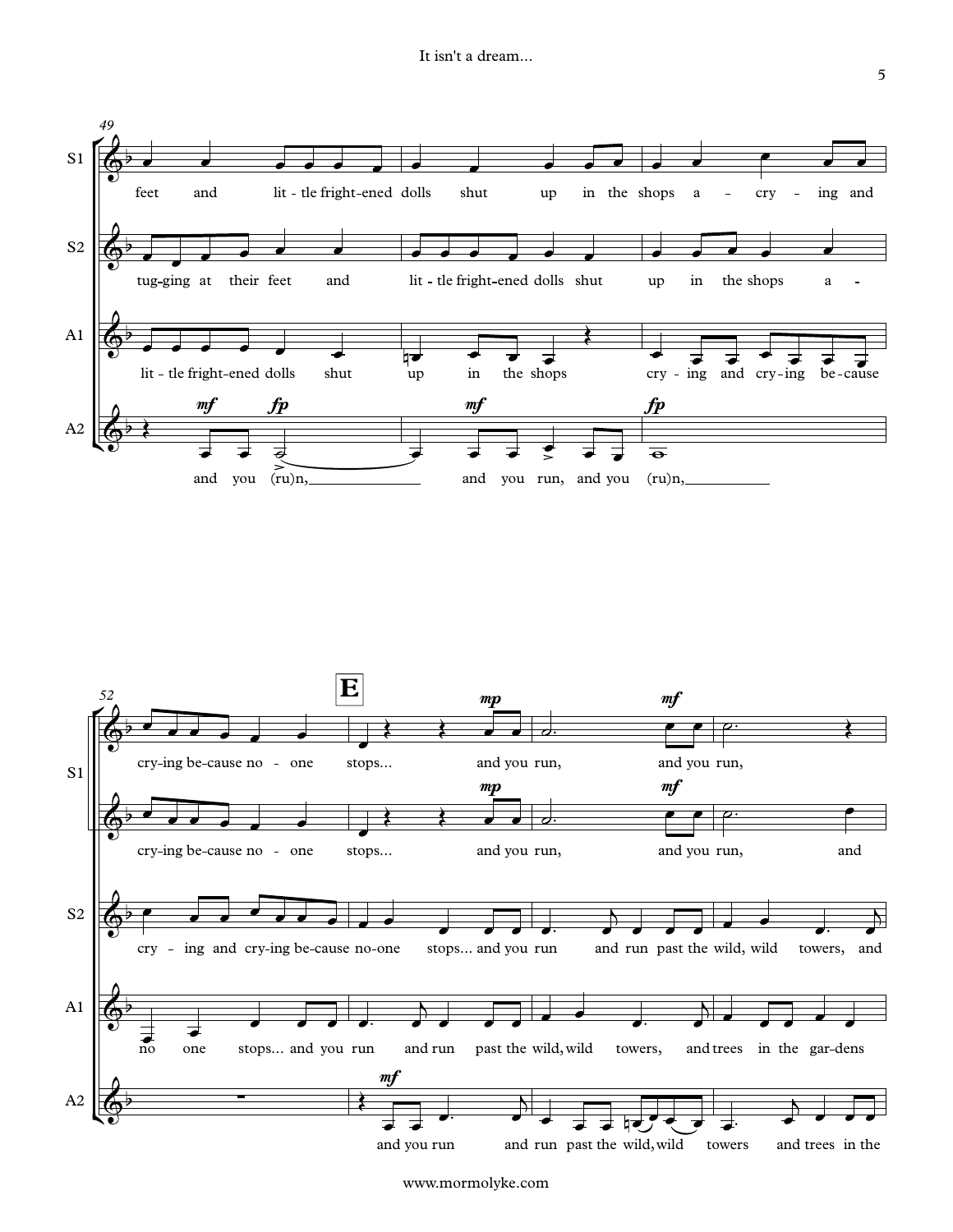**49**

**S1:** feet and lit-tle fright-ened dolls shut up in the shops a - cry - ing and

**S2:** tug-ging at their feet and lit-tle fright-ened dolls shut up in the shops a -

**A1:** lit-tle fright-ened dolls shut up in the shops cry - ing and cry-ing be-cause

**A2:** *mf* and you *fp* (ru)n, *mf* and you run, and you *fp* (ru)n,

**52** **E**

**S1:** cry-ing be-cause no - one stops... *mp* and you run, *mf* and you run,

**S2:** cry-ing be-cause no - one stops... *mp* and you run, *mf* and you run, and

**S2:** cry - ing and cry-ing be-cause no-one stops... and you run and run past the wild, wild towers, and

**A1:** no one stops... and you run and run past the wild, wild towers, and trees in the gar-dens

**A2:** *mf* and you run and run past the wild, wild towers and trees in the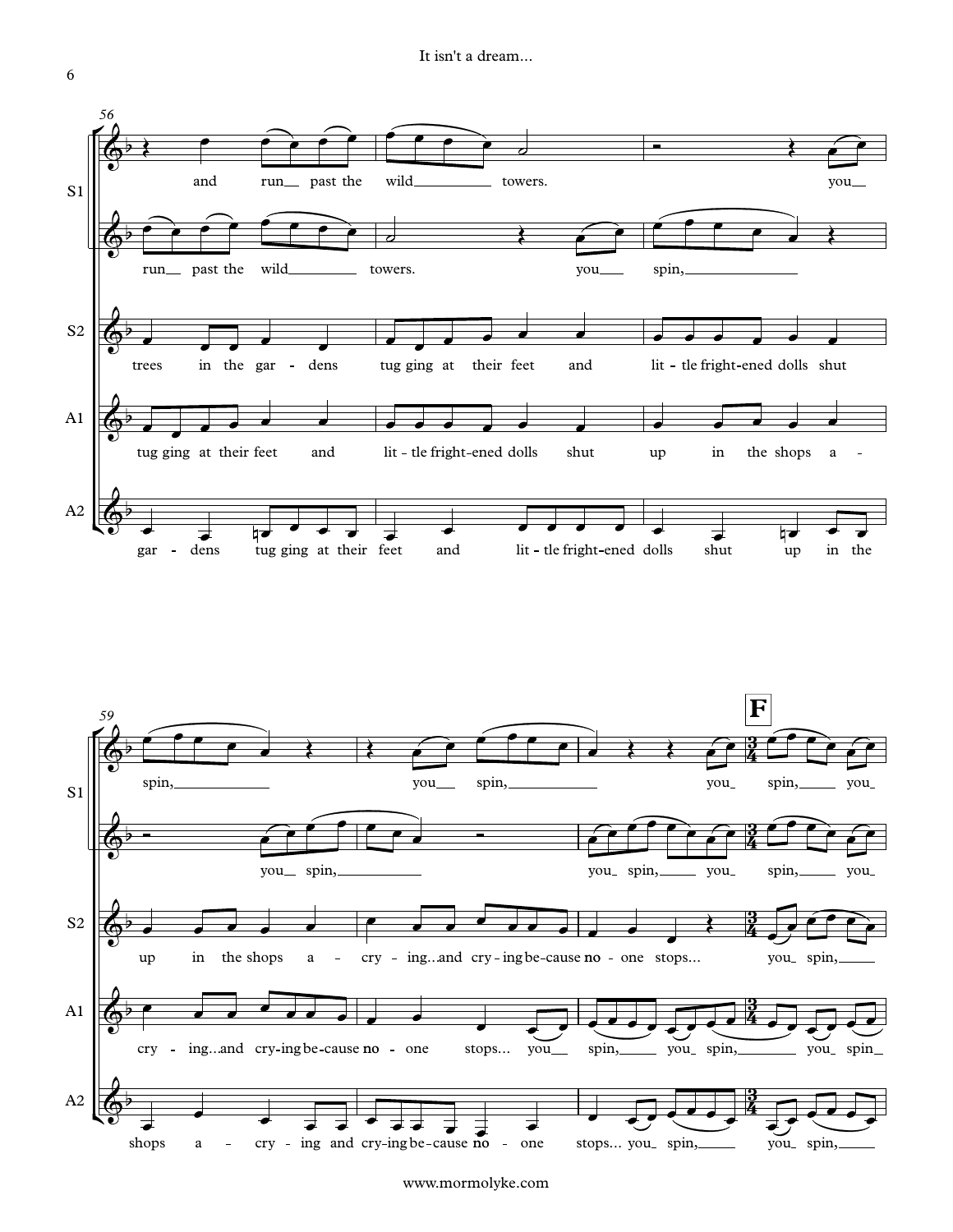56

S1

and run__ past the wild________ towers. you__

run__ past the wild________ towers. you___ spin,______________

S2

trees in the gar - dens tug ging at their feet and lit - tle fright-ened dolls shut

A1

tug ging at their feet and lit - tle fright-ened dolls shut up in the shops a -

A2

gar - dens tug ging at their feet and lit - tle fright-ened dolls shut up in the

59

**F**

S1

spin,____________ you__ spin,___________ you_ spin,_____ you_

you__ spin,___________ you_ spin,_____ you_ spin,_____ you_

S2

up in the shops a - cry - ing...and cry - ing be-cause no - one stops... you_ spin,_____

A1

cry - ing...and cry-ing be-cause no - one stops... you__ spin,_____ you_ spin,________ you_ spin_

A2

shops a - cry - ing and cry-ing be-cause no - one stops... you_ spin,_____ you_ spin,_____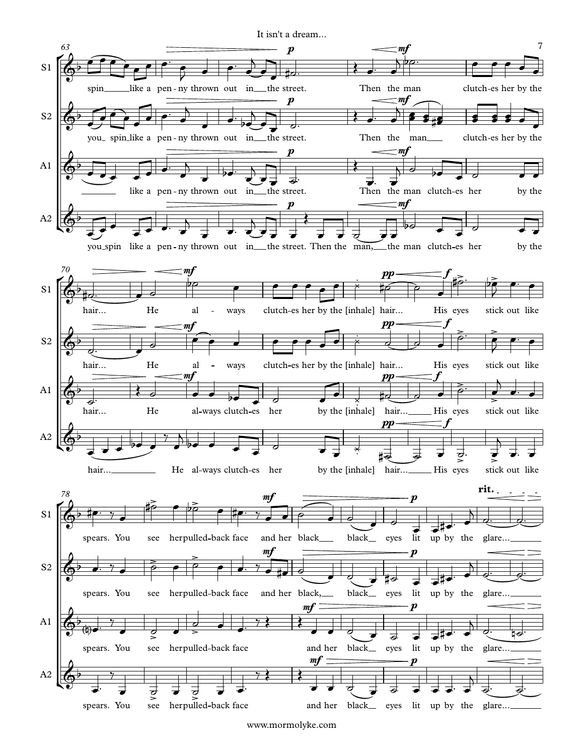**S1:** spin like a pen-ny thrown out in the street. Then the man clutch-es her by the hair... He al-ways clutch-es her by the [inhale] hair... His eyes stick out like spears. You see her pulled-back face and her black black eyes lit up by the glare...

**S2:** you spin like a pen-ny thrown out in the street. Then the man clutch-es her by the hair... He al-ways clutch-es her by the [inhale] hair... His eyes stick out like spears. You see her pulled-back face and her black, black eyes lit up by the glare...

**A1:** like a pen-ny thrown out in the street. Then the man clutch-es her by the hair... He al-ways clutch-es her by the [inhale] hair... His eyes stick out like spears. You see her pulled-back face and her black eyes lit up by the glare...

**A2:** you spin like a pen-ny thrown out in the street. Then the man, the man clutch-es her by the hair... He al-ways clutch-es her by the [inhale] hair... His eyes stick out like spears. You see her pulled-back face and her black eyes lit up by the glare...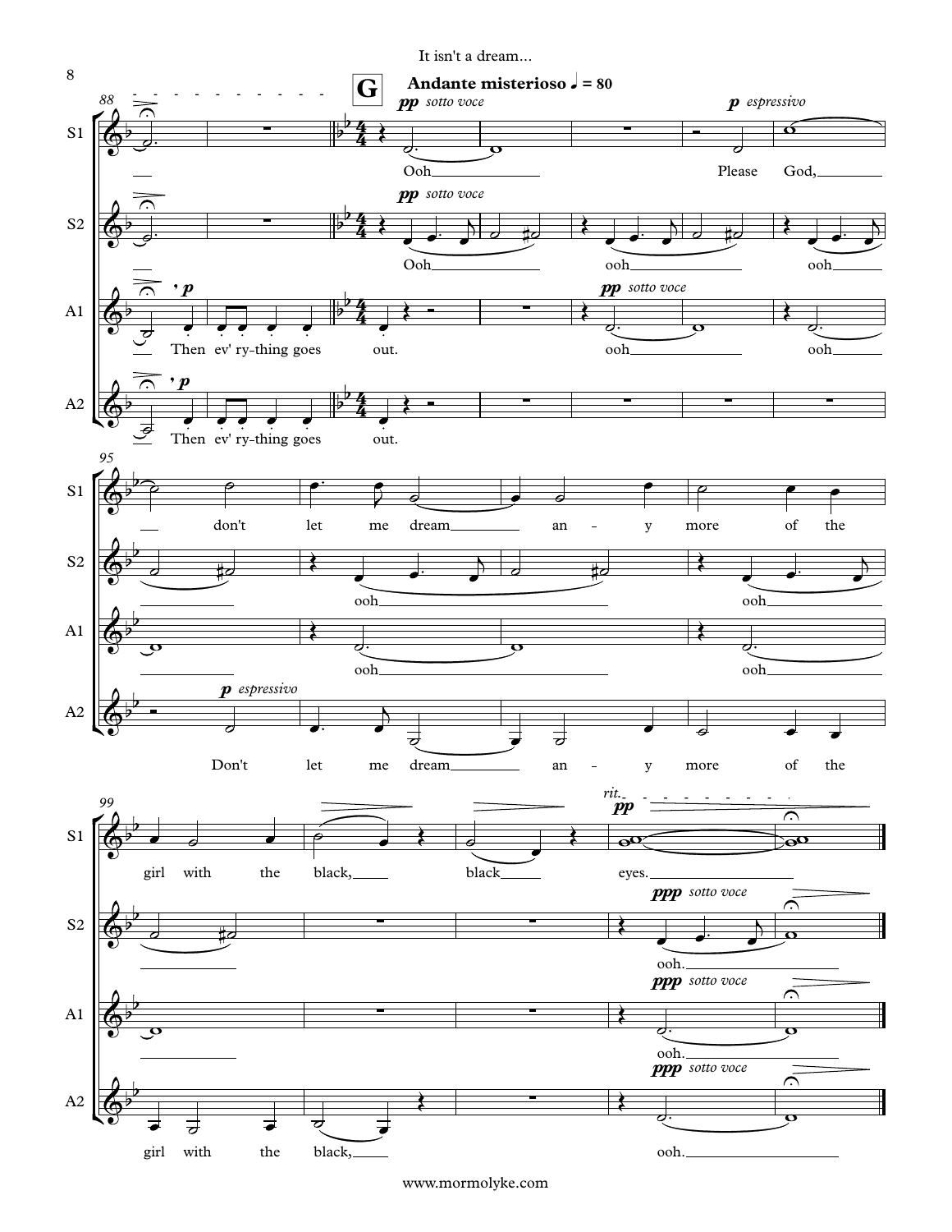**G** **Andante misterioso** ♩ = 80

S1: Ooh — Please God, — don't let me dream — an - y more of the girl with the black, — black — eyes. —

S2: Ooh — ooh — ooh — ooh — ooh — ooh.

A1: Then ev' ry-thing goes out. ooh — ooh — ooh — ooh — ooh.

A2: Then ev' ry-thing goes out. Don't let me dream — an - y more of the girl with the black, — ooh.

www.mormolyke.com